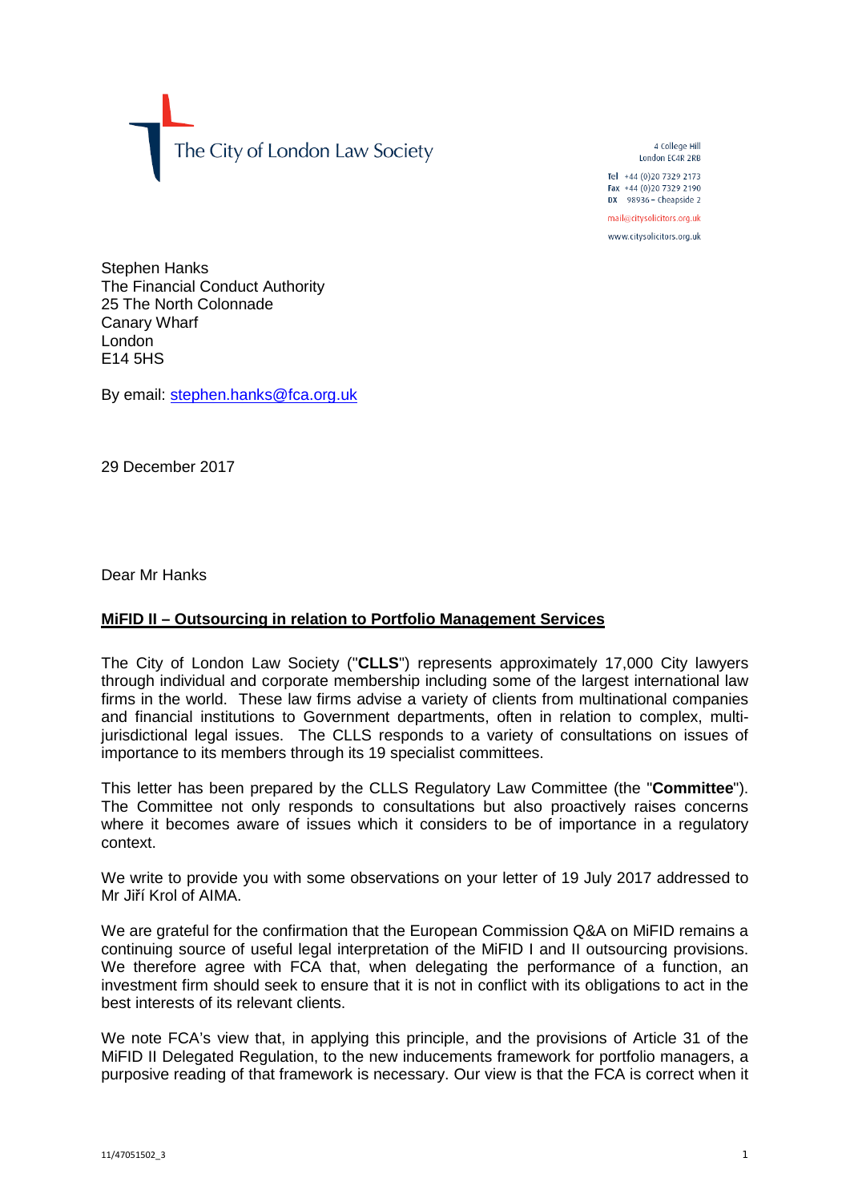The City of London Law Society

4 College Hill
London EC4R 2RB

Tel +44 (0)20 7329 2173
Fax +44 (0)20 7329 2190
DX 98936 – Cheapside 2

mail@citysolicitors.org.uk
www.citysolicitors.org.uk

Stephen Hanks
The Financial Conduct Authority
25 The North Colonnade
Canary Wharf
London
E14 5HS

By email: stephen.hanks@fca.org.uk

29 December 2017

Dear Mr Hanks

**MiFID II – Outsourcing in relation to Portfolio Management Services**

The City of London Law Society ("**CLLS**") represents approximately 17,000 City lawyers through individual and corporate membership including some of the largest international law firms in the world. These law firms advise a variety of clients from multinational companies and financial institutions to Government departments, often in relation to complex, multi-jurisdictional legal issues. The CLLS responds to a variety of consultations on issues of importance to its members through its 19 specialist committees.

This letter has been prepared by the CLLS Regulatory Law Committee (the "**Committee**"). The Committee not only responds to consultations but also proactively raises concerns where it becomes aware of issues which it considers to be of importance in a regulatory context.

We write to provide you with some observations on your letter of 19 July 2017 addressed to Mr Jiří Krol of AIMA.

We are grateful for the confirmation that the European Commission Q&A on MiFID remains a continuing source of useful legal interpretation of the MiFID I and II outsourcing provisions. We therefore agree with FCA that, when delegating the performance of a function, an investment firm should seek to ensure that it is not in conflict with its obligations to act in the best interests of its relevant clients.

We note FCA's view that, in applying this principle, and the provisions of Article 31 of the MiFID II Delegated Regulation, to the new inducements framework for portfolio managers, a purposive reading of that framework is necessary. Our view is that the FCA is correct when it

11/47051502_3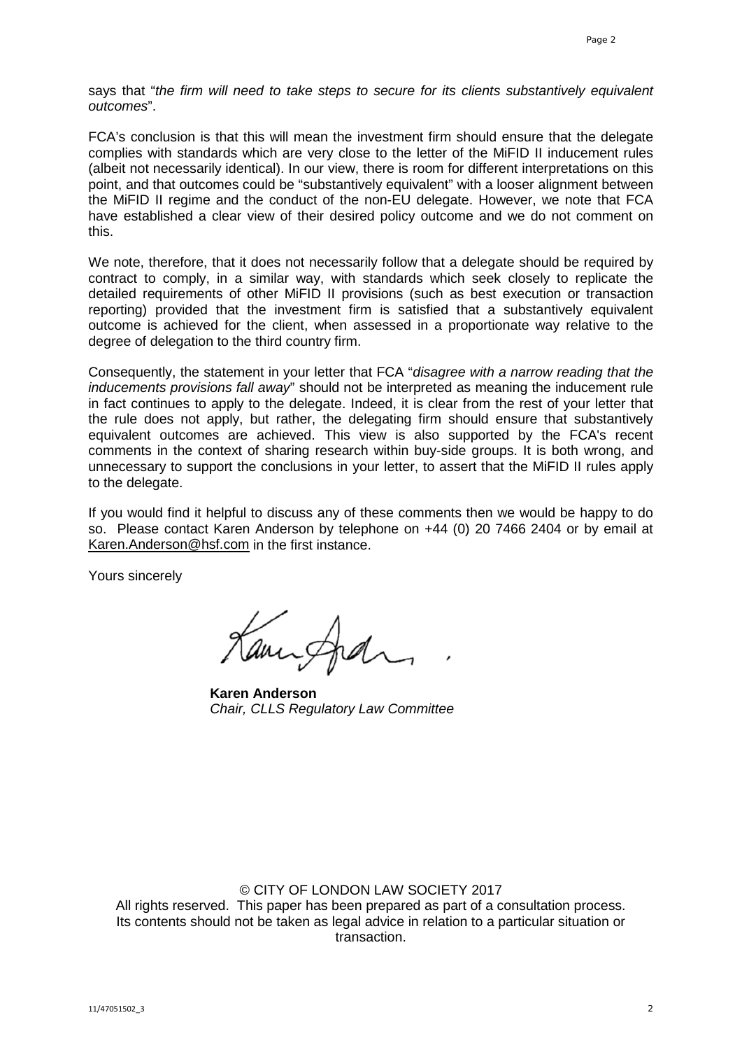says that "*the firm will need to take steps to secure for its clients substantively equivalent outcomes*".

FCA's conclusion is that this will mean the investment firm should ensure that the delegate complies with standards which are very close to the letter of the MiFID II inducement rules (albeit not necessarily identical). In our view, there is room for different interpretations on this point, and that outcomes could be "substantively equivalent" with a looser alignment between the MiFID II regime and the conduct of the non-EU delegate. However, we note that FCA have established a clear view of their desired policy outcome and we do not comment on this.

We note, therefore, that it does not necessarily follow that a delegate should be required by contract to comply, in a similar way, with standards which seek closely to replicate the detailed requirements of other MiFID II provisions (such as best execution or transaction reporting) provided that the investment firm is satisfied that a substantively equivalent outcome is achieved for the client, when assessed in a proportionate way relative to the degree of delegation to the third country firm.

Consequently, the statement in your letter that FCA "*disagree with a narrow reading that the inducements provisions fall away*" should not be interpreted as meaning the inducement rule in fact continues to apply to the delegate. Indeed, it is clear from the rest of your letter that the rule does not apply, but rather, the delegating firm should ensure that substantively equivalent outcomes are achieved. This view is also supported by the FCA's recent comments in the context of sharing research within buy-side groups. It is both wrong, and unnecessary to support the conclusions in your letter, to assert that the MiFID II rules apply to the delegate.

If you would find it helpful to discuss any of these comments then we would be happy to do so. Please contact Karen Anderson by telephone on +44 (0) 20 7466 2404 or by email at Karen.Anderson@hsf.com in the first instance.

Yours sincerely

**Karen Anderson**
*Chair, CLLS Regulatory Law Committee*

© CITY OF LONDON LAW SOCIETY 2017
All rights reserved. This paper has been prepared as part of a consultation process. Its contents should not be taken as legal advice in relation to a particular situation or transaction.

11/47051502_3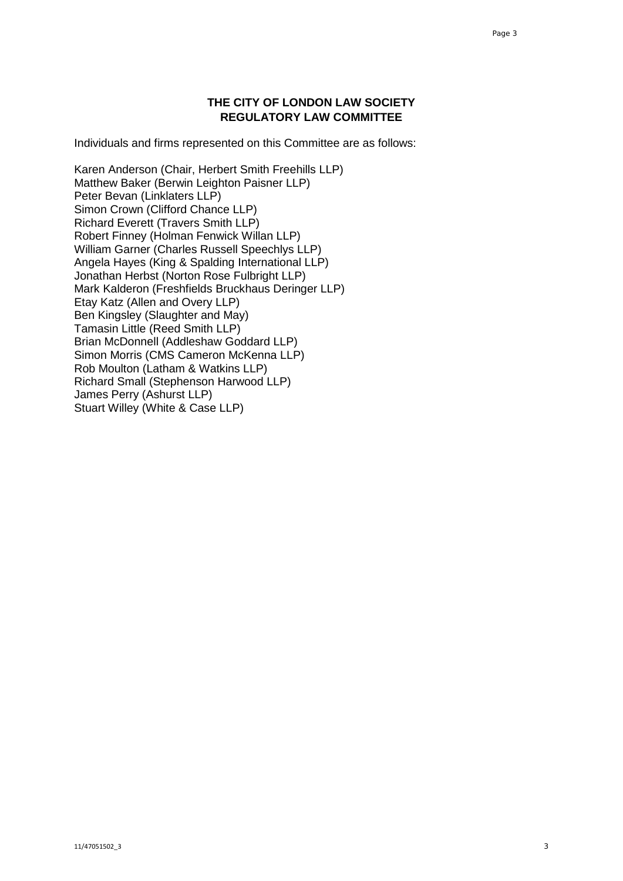**THE CITY OF LONDON LAW SOCIETY**
**REGULATORY LAW COMMITTEE**

Individuals and firms represented on this Committee are as follows:

Karen Anderson (Chair, Herbert Smith Freehills LLP)
Matthew Baker (Berwin Leighton Paisner LLP)
Peter Bevan (Linklaters LLP)
Simon Crown (Clifford Chance LLP)
Richard Everett (Travers Smith LLP)
Robert Finney (Holman Fenwick Willan LLP)
William Garner (Charles Russell Speechlys LLP)
Angela Hayes (King & Spalding International LLP)
Jonathan Herbst (Norton Rose Fulbright LLP)
Mark Kalderon (Freshfields Bruckhaus Deringer LLP)
Etay Katz (Allen and Overy LLP)
Ben Kingsley (Slaughter and May)
Tamasin Little (Reed Smith LLP)
Brian McDonnell (Addleshaw Goddard LLP)
Simon Morris (CMS Cameron McKenna LLP)
Rob Moulton (Latham & Watkins LLP)
Richard Small (Stephenson Harwood LLP)
James Perry (Ashurst LLP)
Stuart Willey (White & Case LLP)